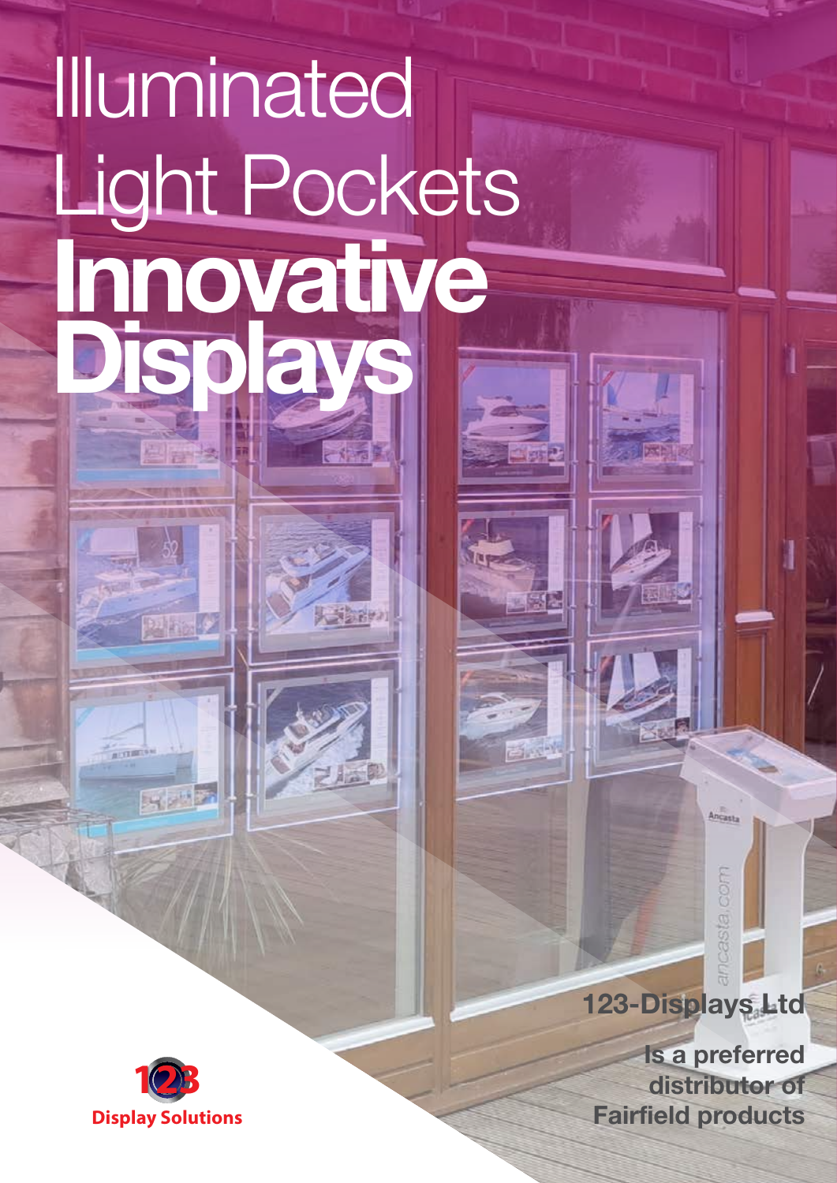# Illuminated Light Pockets

# **Innovative Displays**

**123-Displays Ltd**

**Is a preferred distributor of Fairfield products**

**Display Solutions**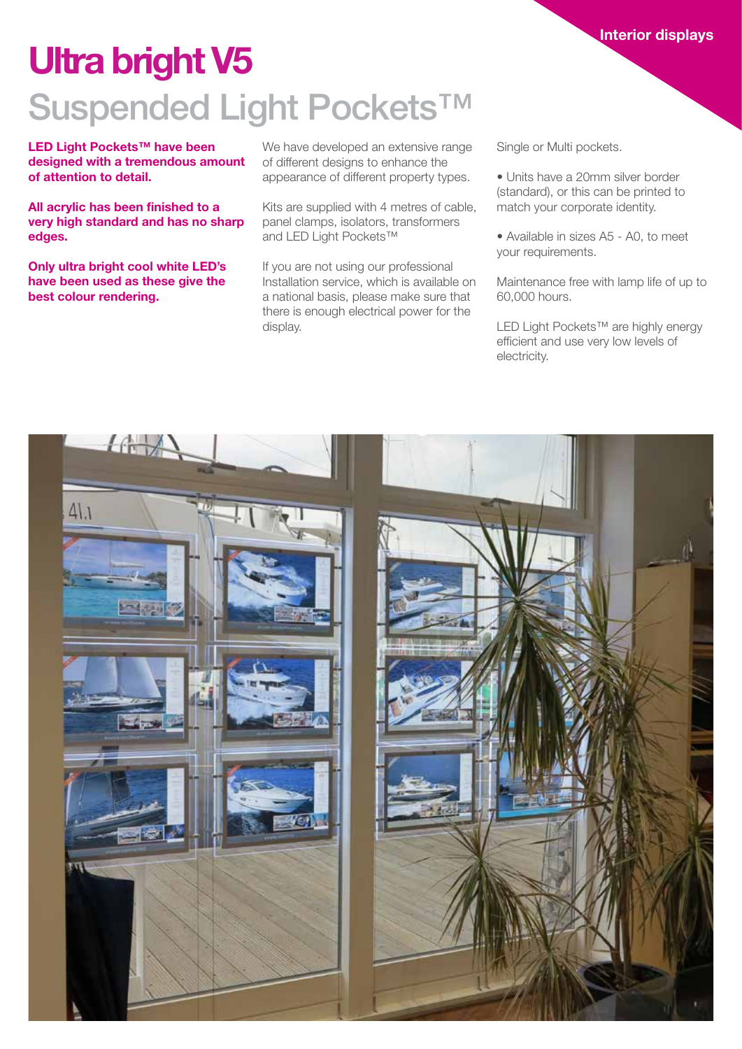Interior displays

# Ultra bright V5

## Suspended Light Pockets™

**LED Light Pockets™ have been designed with a tremendous amount of attention to detail.**

**All acrylic has been finished to a very high standard and has no sharp edges.**

**Only ultra bright cool white LED's have been used as these give the best colour rendering.**

We have developed an extensive range of different designs to enhance the appearance of different property types.

Kits are supplied with 4 metres of cable, panel clamps, isolators, transformers and LED Light Pockets™

If you are not using our professional Installation service, which is available on a national basis, please make sure that there is enough electrical power for the display.

Single or Multi pockets.

- Units have a 20mm silver border (standard), or this can be printed to match your corporate identity.

- Available in sizes A5 - A0, to meet your requirements.

Maintenance free with lamp life of up to 60,000 hours.

LED Light Pockets™ are highly energy efficient and use very low levels of electricity.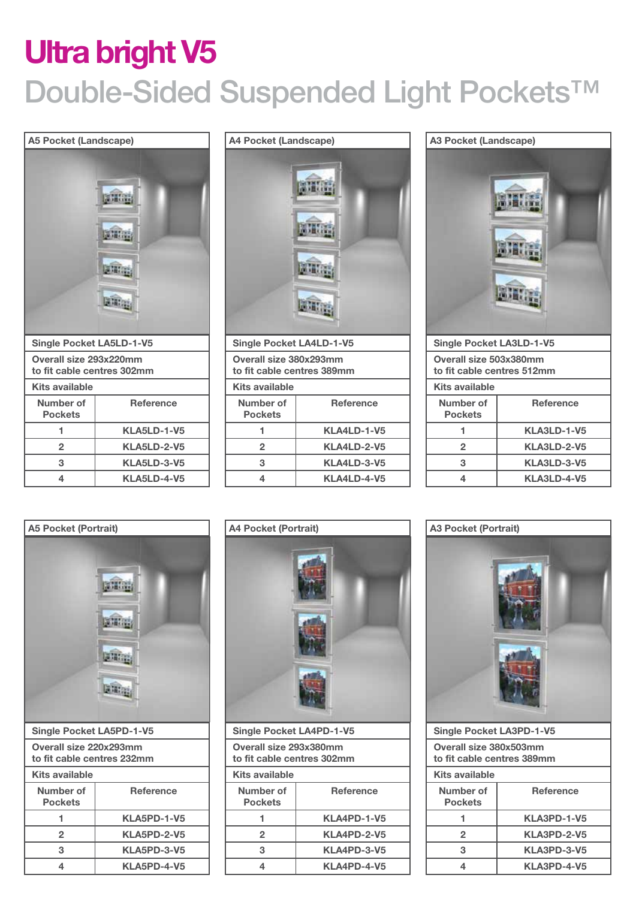# Ultra bright V5

## Double-Sided Suspended Light Pockets™

### A5 Pocket (Landscape)

Single Pocket LA5LD-1-V5

Overall size 293x220mm to fit cable centres 302mm

Kits available

| Number of Pockets | Reference |
|---|---|
| 1 | KLA5LD-1-V5 |
| 2 | KLA5LD-2-V5 |
| 3 | KLA5LD-3-V5 |
| 4 | KLA5LD-4-V5 |

### A4 Pocket (Landscape)

Single Pocket LA4LD-1-V5

Overall size 380x293mm to fit cable centres 389mm

Kits available

| Number of Pockets | Reference |
|---|---|
| 1 | KLA4LD-1-V5 |
| 2 | KLA4LD-2-V5 |
| 3 | KLA4LD-3-V5 |
| 4 | KLA4LD-4-V5 |

### A3 Pocket (Landscape)

Single Pocket LA3LD-1-V5

Overall size 503x380mm to fit cable centres 512mm

Kits available

| Number of Pockets | Reference |
|---|---|
| 1 | KLA3LD-1-V5 |
| 2 | KLA3LD-2-V5 |
| 3 | KLA3LD-3-V5 |
| 4 | KLA3LD-4-V5 |

### A5 Pocket (Portrait)

Single Pocket LA5PD-1-V5

Overall size 220x293mm to fit cable centres 232mm

Kits available

| Number of Pockets | Reference |
|---|---|
| 1 | KLA5PD-1-V5 |
| 2 | KLA5PD-2-V5 |
| 3 | KLA5PD-3-V5 |
| 4 | KLA5PD-4-V5 |

### A4 Pocket (Portrait)

Single Pocket LA4PD-1-V5

Overall size 293x380mm to fit cable centres 302mm

Kits available

| Number of Pockets | Reference |
|---|---|
| 1 | KLA4PD-1-V5 |
| 2 | KLA4PD-2-V5 |
| 3 | KLA4PD-3-V5 |
| 4 | KLA4PD-4-V5 |

### A3 Pocket (Portrait)

Single Pocket LA3PD-1-V5

Overall size 380x503mm to fit cable centres 389mm

Kits available

| Number of Pockets | Reference |
|---|---|
| 1 | KLA3PD-1-V5 |
| 2 | KLA3PD-2-V5 |
| 3 | KLA3PD-3-V5 |
| 4 | KLA3PD-4-V5 |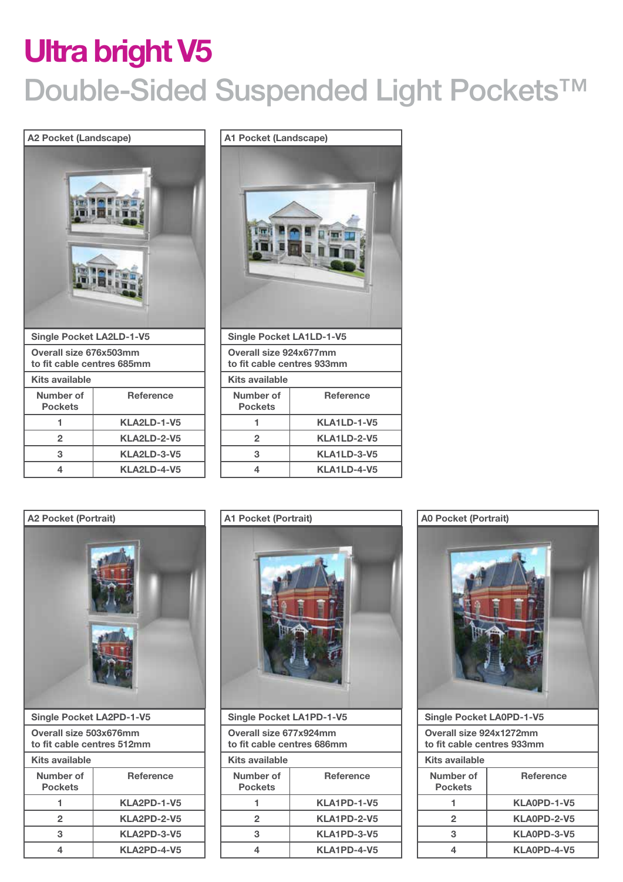# Ultra bright V5

## Double-Sided Suspended Light Pockets™

### A2 Pocket (Landscape)

**Single Pocket LA2LD-1-V5**

**Overall size 676x503mm to fit cable centres 685mm**

**Kits available**

| Number of Pockets | Reference |
|---|---|
| 1 | KLA2LD-1-V5 |
| 2 | KLA2LD-2-V5 |
| 3 | KLA2LD-3-V5 |
| 4 | KLA2LD-4-V5 |

### A1 Pocket (Landscape)

**Single Pocket LA1LD-1-V5**

**Overall size 924x677mm to fit cable centres 933mm**

**Kits available**

| Number of Pockets | Reference |
|---|---|
| 1 | KLA1LD-1-V5 |
| 2 | KLA1LD-2-V5 |
| 3 | KLA1LD-3-V5 |
| 4 | KLA1LD-4-V5 |

### A2 Pocket (Portrait)

**Single Pocket LA2PD-1-V5**

**Overall size 503x676mm to fit cable centres 512mm**

**Kits available**

| Number of Pockets | Reference |
|---|---|
| 1 | KLA2PD-1-V5 |
| 2 | KLA2PD-2-V5 |
| 3 | KLA2PD-3-V5 |
| 4 | KLA2PD-4-V5 |

### A1 Pocket (Portrait)

**Single Pocket LA1PD-1-V5**

**Overall size 677x924mm to fit cable centres 686mm**

**Kits available**

| Number of Pockets | Reference |
|---|---|
| 1 | KLA1PD-1-V5 |
| 2 | KLA1PD-2-V5 |
| 3 | KLA1PD-3-V5 |
| 4 | KLA1PD-4-V5 |

### A0 Pocket (Portrait)

**Single Pocket LA0PD-1-V5**

**Overall size 924x1272mm to fit cable centres 933mm**

**Kits available**

| Number of Pockets | Reference |
|---|---|
| 1 | KLA0PD-1-V5 |
| 2 | KLA0PD-2-V5 |
| 3 | KLA0PD-3-V5 |
| 4 | KLA0PD-4-V5 |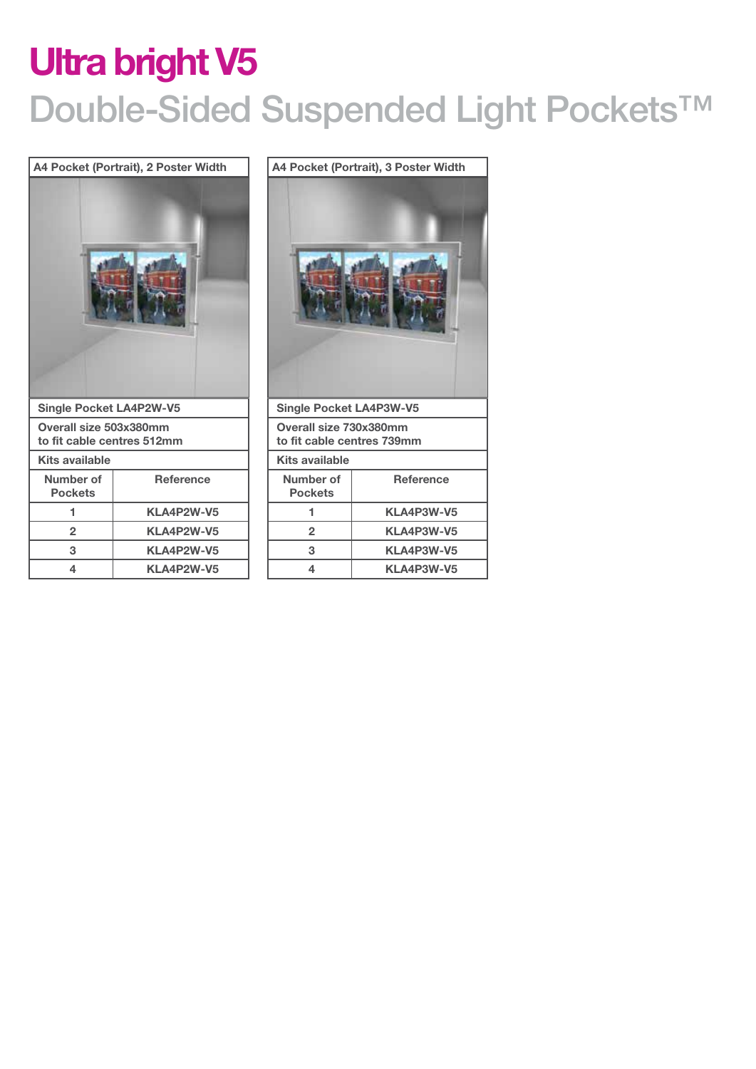# Ultra bright V5

## Double-Sided Suspended Light Pockets™

| A4 Pocket (Portrait), 2 Poster Width | |
|---|---|
| Single Pocket LA4P2W-V5 | |
| Overall size 503x380mm to fit cable centres 512mm | |
| Kits available | |
| Number of Pockets | Reference |
| 1 | KLA4P2W-V5 |
| 2 | KLA4P2W-V5 |
| 3 | KLA4P2W-V5 |
| 4 | KLA4P2W-V5 |

| A4 Pocket (Portrait), 3 Poster Width | |
|---|---|
| Single Pocket LA4P3W-V5 | |
| Overall size 730x380mm to fit cable centres 739mm | |
| Kits available | |
| Number of Pockets | Reference |
| 1 | KLA4P3W-V5 |
| 2 | KLA4P3W-V5 |
| 3 | KLA4P3W-V5 |
| 4 | KLA4P3W-V5 |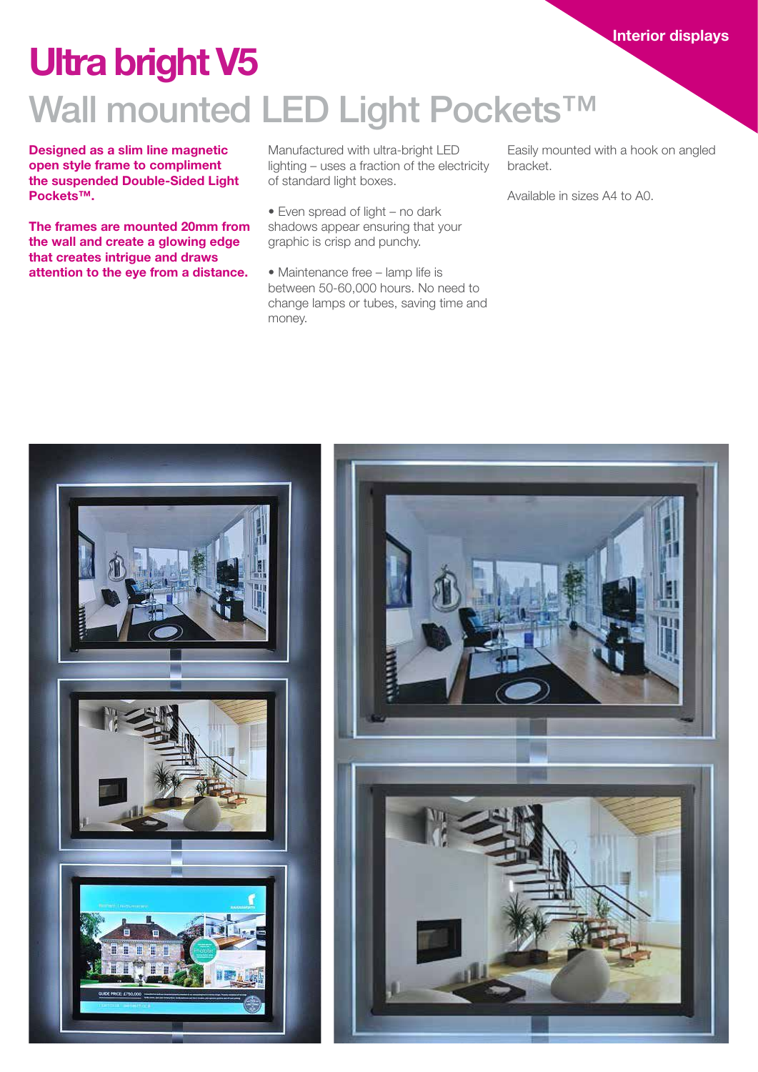# Ultra bright V5

## Wall mounted LED Light Pockets™

**Designed as a slim line magnetic open style frame to compliment the suspended Double-Sided Light Pockets™.**

**The frames are mounted 20mm from the wall and create a glowing edge that creates intrigue and draws attention to the eye from a distance.**

Manufactured with ultra-bright LED lighting – uses a fraction of the electricity of standard light boxes.

- Even spread of light – no dark shadows appear ensuring that your graphic is crisp and punchy.

- Maintenance free – lamp life is between 50-60,000 hours. No need to change lamps or tubes, saving time and money.

Easily mounted with a hook on angled bracket.

Available in sizes A4 to A0.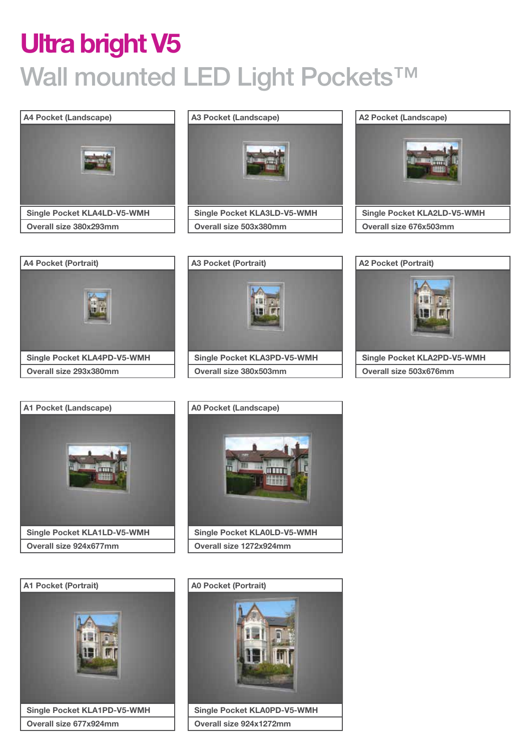# Ultra bright V5

## Wall mounted LED Light Pockets™

**A4 Pocket (Landscape)**

Single Pocket KLA4LD-V5-WMH

Overall size 380x293mm

**A3 Pocket (Landscape)**

Single Pocket KLA3LD-V5-WMH

Overall size 503x380mm

**A2 Pocket (Landscape)**

Single Pocket KLA2LD-V5-WMH

Overall size 676x503mm

**A4 Pocket (Portrait)**

Single Pocket KLA4PD-V5-WMH

Overall size 293x380mm

**A3 Pocket (Portrait)**

Single Pocket KLA3PD-V5-WMH

Overall size 380x503mm

**A2 Pocket (Portrait)**

Single Pocket KLA2PD-V5-WMH

Overall size 503x676mm

**A1 Pocket (Landscape)**

Single Pocket KLA1LD-V5-WMH

Overall size 924x677mm

**A0 Pocket (Landscape)**

Single Pocket KLA0LD-V5-WMH

Overall size 1272x924mm

**A1 Pocket (Portrait)**

Single Pocket KLA1PD-V5-WMH

Overall size 677x924mm

**A0 Pocket (Portrait)**

Single Pocket KLA0PD-V5-WMH

Overall size 924x1272mm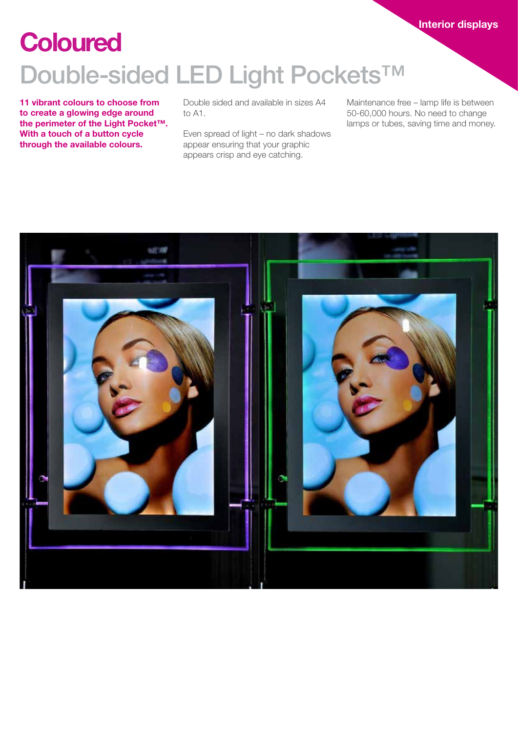Interior displays

# Coloured

## Double-sided LED Light Pockets™

**11 vibrant colours to choose from to create a glowing edge around the perimeter of the Light Pocket™. With a touch of a button cycle through the available colours.**

Double sided and available in sizes A4 to A1.

Even spread of light – no dark shadows appear ensuring that your graphic appears crisp and eye catching.

Maintenance free – lamp life is between 50-60,000 hours. No need to change lamps or tubes, saving time and money.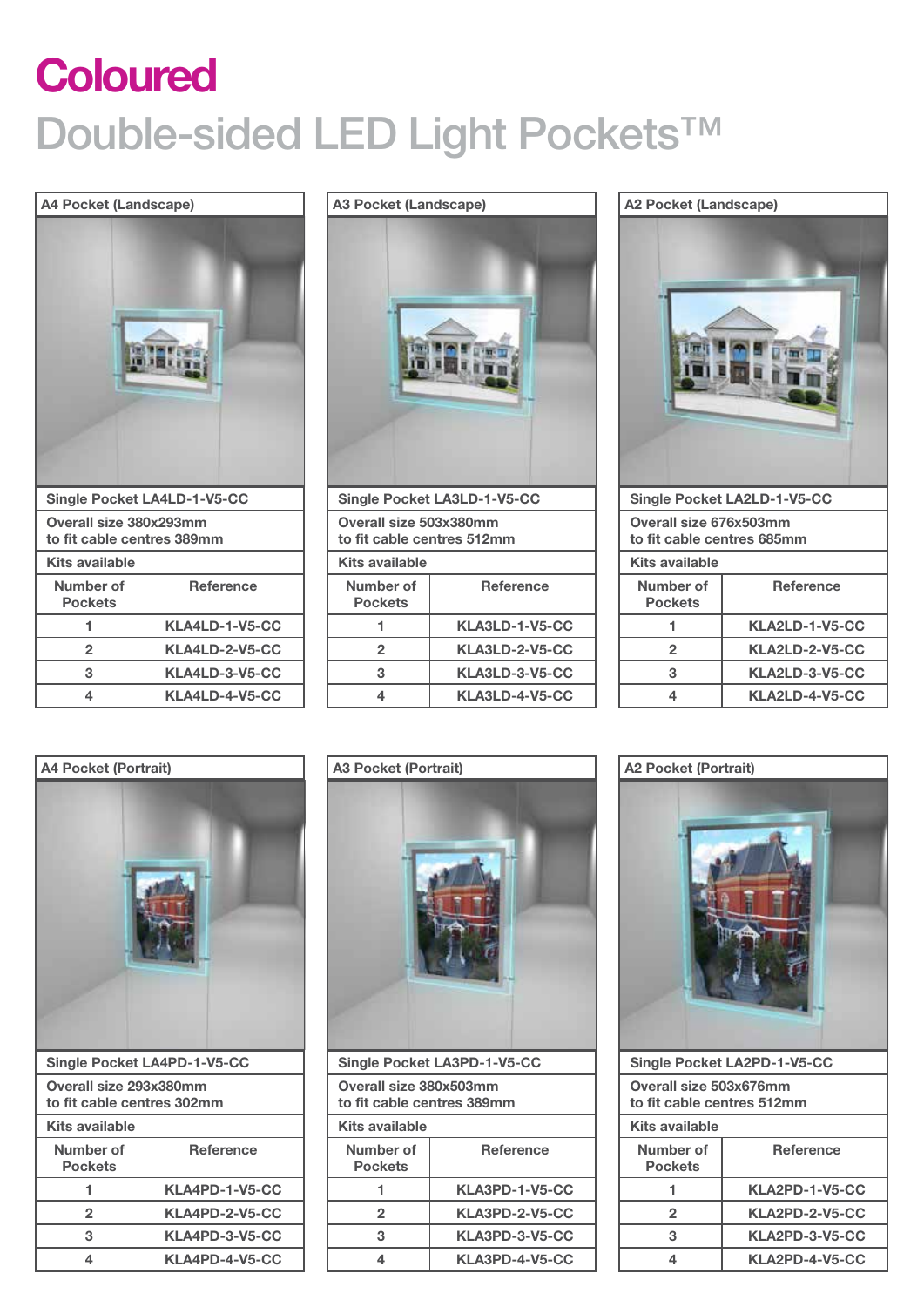# Coloured

## Double-sided LED Light Pockets™

### A4 Pocket (Landscape)

**Single Pocket LA4LD-1-V5-CC**

**Overall size 380x293mm to fit cable centres 389mm**

**Kits available**

| Number of Pockets | Reference |
|---|---|
| 1 | KLA4LD-1-V5-CC |
| 2 | KLA4LD-2-V5-CC |
| 3 | KLA4LD-3-V5-CC |
| 4 | KLA4LD-4-V5-CC |

### A3 Pocket (Landscape)

**Single Pocket LA3LD-1-V5-CC**

**Overall size 503x380mm to fit cable centres 512mm**

**Kits available**

| Number of Pockets | Reference |
|---|---|
| 1 | KLA3LD-1-V5-CC |
| 2 | KLA3LD-2-V5-CC |
| 3 | KLA3LD-3-V5-CC |
| 4 | KLA3LD-4-V5-CC |

### A2 Pocket (Landscape)

**Single Pocket LA2LD-1-V5-CC**

**Overall size 676x503mm to fit cable centres 685mm**

**Kits available**

| Number of Pockets | Reference |
|---|---|
| 1 | KLA2LD-1-V5-CC |
| 2 | KLA2LD-2-V5-CC |
| 3 | KLA2LD-3-V5-CC |
| 4 | KLA2LD-4-V5-CC |

### A4 Pocket (Portrait)

**Single Pocket LA4PD-1-V5-CC**

**Overall size 293x380mm to fit cable centres 302mm**

**Kits available**

| Number of Pockets | Reference |
|---|---|
| 1 | KLA4PD-1-V5-CC |
| 2 | KLA4PD-2-V5-CC |
| 3 | KLA4PD-3-V5-CC |
| 4 | KLA4PD-4-V5-CC |

### A3 Pocket (Portrait)

**Single Pocket LA3PD-1-V5-CC**

**Overall size 380x503mm to fit cable centres 389mm**

**Kits available**

| Number of Pockets | Reference |
|---|---|
| 1 | KLA3PD-1-V5-CC |
| 2 | KLA3PD-2-V5-CC |
| 3 | KLA3PD-3-V5-CC |
| 4 | KLA3PD-4-V5-CC |

### A2 Pocket (Portrait)

**Single Pocket LA2PD-1-V5-CC**

**Overall size 503x676mm to fit cable centres 512mm**

**Kits available**

| Number of Pockets | Reference |
|---|---|
| 1 | KLA2PD-1-V5-CC |
| 2 | KLA2PD-2-V5-CC |
| 3 | KLA2PD-3-V5-CC |
| 4 | KLA2PD-4-V5-CC |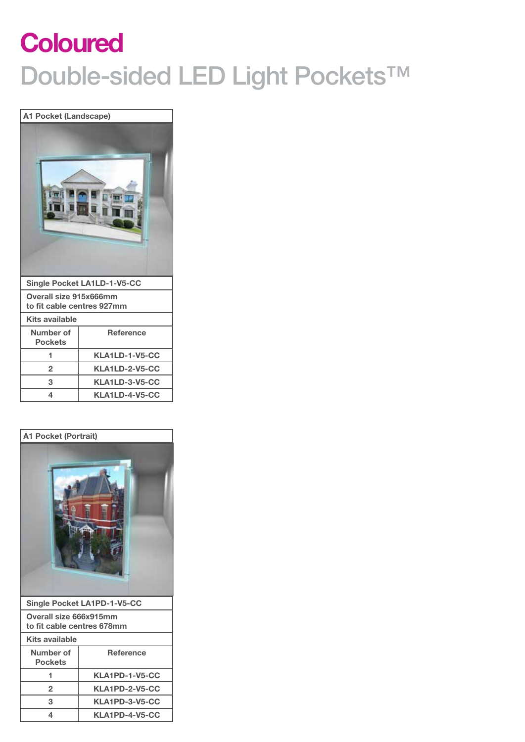# Coloured

## Double-sided LED Light Pockets™

### A1 Pocket (Landscape)

Single Pocket LA1LD-1-V5-CC

Overall size 915x666mm
to fit cable centres 927mm

Kits available

| Number of Pockets | Reference |
|---|---|
| 1 | KLA1LD-1-V5-CC |
| 2 | KLA1LD-2-V5-CC |
| 3 | KLA1LD-3-V5-CC |
| 4 | KLA1LD-4-V5-CC |

### A1 Pocket (Portrait)

Single Pocket LA1PD-1-V5-CC

Overall size 666x915mm
to fit cable centres 678mm

Kits available

| Number of Pockets | Reference |
|---|---|
| 1 | KLA1PD-1-V5-CC |
| 2 | KLA1PD-2-V5-CC |
| 3 | KLA1PD-3-V5-CC |
| 4 | KLA1PD-4-V5-CC |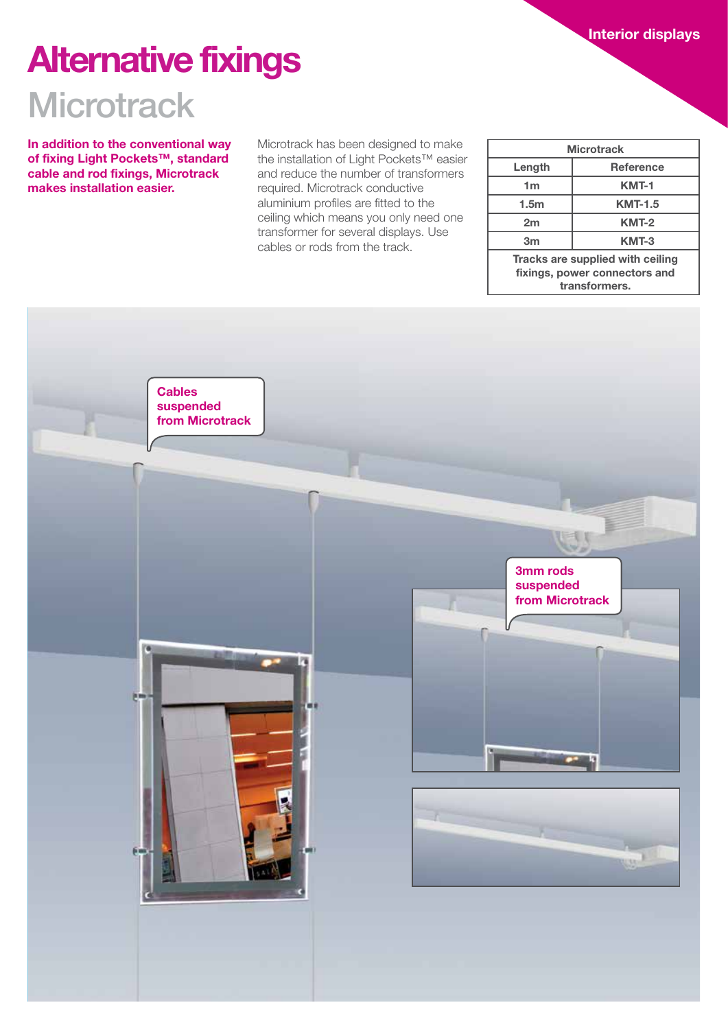# Alternative fixings

## Microtrack

**In addition to the conventional way of fixing Light Pockets™, standard cable and rod fixings, Microtrack makes installation easier.**

Microtrack has been designed to make the installation of Light Pockets™ easier and reduce the number of transformers required. Microtrack conductive aluminium profiles are fitted to the ceiling which means you only need one transformer for several displays. Use cables or rods from the track.

| Microtrack | |
|---|---|
| **Length** | **Reference** |
| 1m | KMT-1 |
| 1.5m | KMT-1.5 |
| 2m | KMT-2 |
| 3m | KMT-3 |
| Tracks are supplied with ceiling fixings, power connectors and transformers. | |

Cables suspended from Microtrack

3mm rods suspended from Microtrack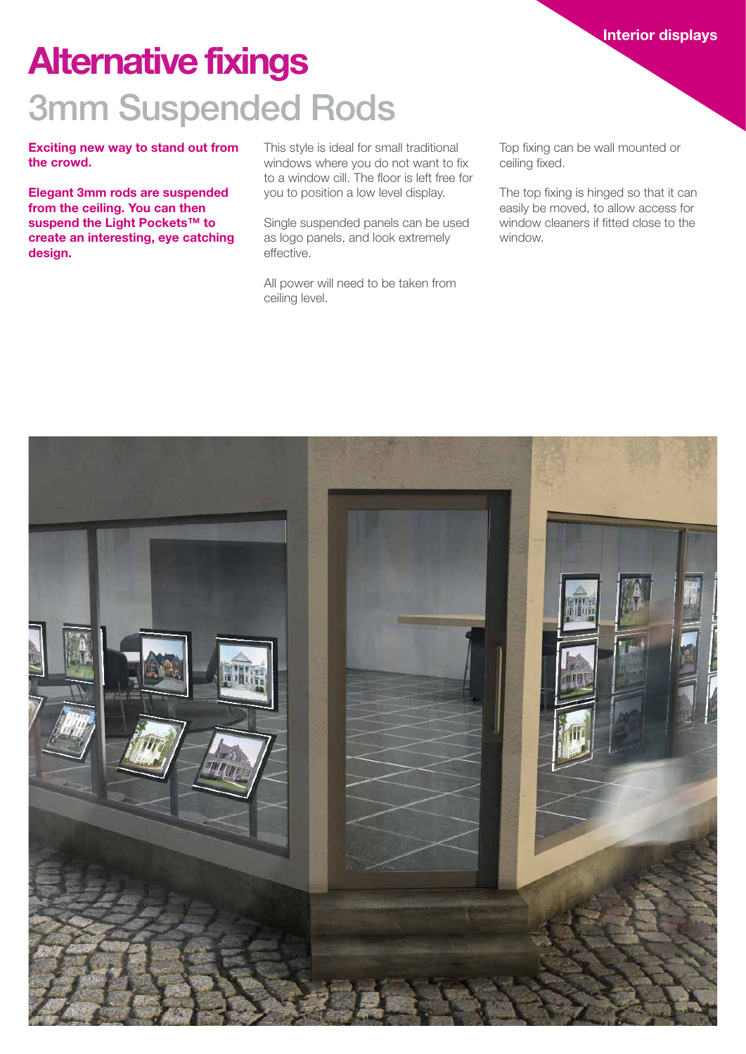# Alternative fixings

## 3mm Suspended Rods

**Exciting new way to stand out from the crowd.**

**Elegant 3mm rods are suspended from the ceiling. You can then suspend the Light Pockets™ to create an interesting, eye catching design.**

This style is ideal for small traditional windows where you do not want to fix to a window cill. The floor is left free for you to position a low level display.

Single suspended panels can be used as logo panels, and look extremely effective.

All power will need to be taken from ceiling level.

Top fixing can be wall mounted or ceiling fixed.

The top fixing is hinged so that it can easily be moved, to allow access for window cleaners if fitted close to the window.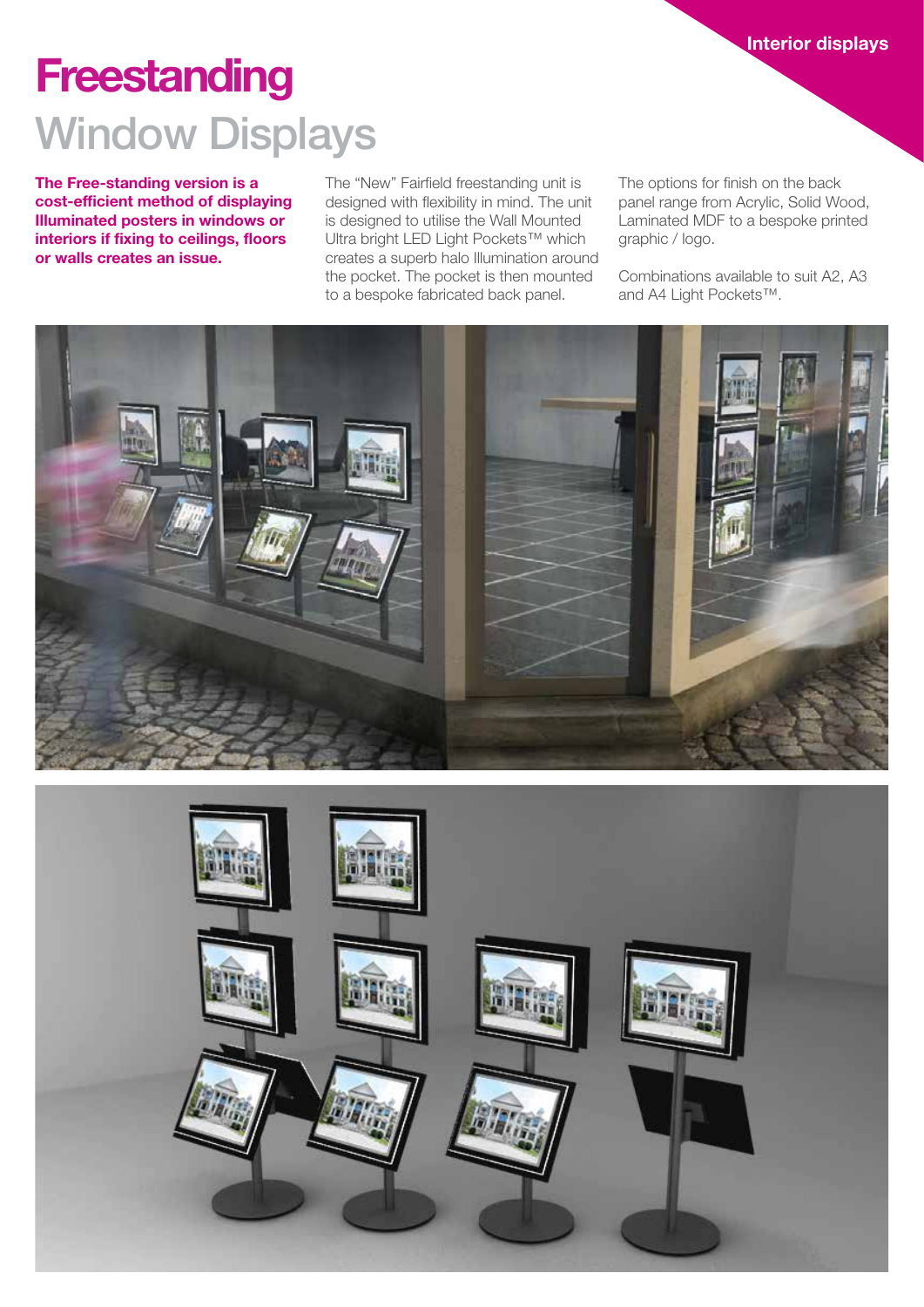# Freestanding

## Window Displays

**The Free-standing version is a cost-efficient method of displaying Illuminated posters in windows or interiors if fixing to ceilings, floors or walls creates an issue.**

The "New" Fairfield freestanding unit is designed with flexibility in mind. The unit is designed to utilise the Wall Mounted Ultra bright LED Light Pockets™ which creates a superb halo Illumination around the pocket. The pocket is then mounted to a bespoke fabricated back panel.

The options for finish on the back panel range from Acrylic, Solid Wood, Laminated MDF to a bespoke printed graphic / logo.

Combinations available to suit A2, A3 and A4 Light Pockets™.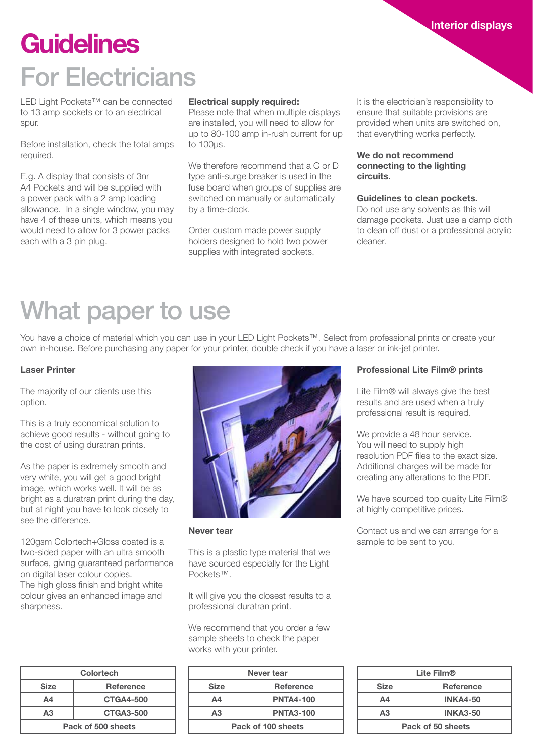Interior displays

# Guidelines

## For Electricians

LED Light Pockets™ can be connected to 13 amp sockets or to an electrical spur.

Before installation, check the total amps required.

E.g. A display that consists of 3nr A4 Pockets and will be supplied with a power pack with a 2 amp loading allowance. In a single window, you may have 4 of these units, which means you would need to allow for 3 power packs each with a 3 pin plug.

**Electrical supply required:**
Please note that when multiple displays are installed, you will need to allow for up to 80-100 amp in-rush current for up to 100µs.

We therefore recommend that a C or D type anti-surge breaker is used in the fuse board when groups of supplies are switched on manually or automatically by a time-clock.

Order custom made power supply holders designed to hold two power supplies with integrated sockets.

It is the electrician's responsibility to ensure that suitable provisions are provided when units are switched on, that everything works perfectly.

**We do not recommend connecting to the lighting circuits.**

**Guidelines to clean pockets.**
Do not use any solvents as this will damage pockets. Just use a damp cloth to clean off dust or a professional acrylic cleaner.

# What paper to use

You have a choice of material which you can use in your LED Light Pockets™. Select from professional prints or create your own in-house. Before purchasing any paper for your printer, double check if you have a laser or ink-jet printer.

### Laser Printer

The majority of our clients use this option.

This is a truly economical solution to achieve good results - without going to the cost of using duratran prints.

As the paper is extremely smooth and very white, you will get a good bright image, which works well. It will be as bright as a duratran print during the day, but at night you have to look closely to see the difference.

120gsm Colortech+Gloss coated is a two-sided paper with an ultra smooth surface, giving guaranteed performance on digital laser colour copies.
The high gloss finish and bright white colour gives an enhanced image and sharpness.

| Colortech | |
|---|---|
| **Size** | **Reference** |
| A4 | CTGA4-500 |
| A3 | CTGA3-500 |
| Pack of 500 sheets | |

### Never tear

This is a plastic type material that we have sourced especially for the Light Pockets™.

It will give you the closest results to a professional duratran print.

We recommend that you order a few sample sheets to check the paper works with your printer.

| Never tear | |
|---|---|
| **Size** | **Reference** |
| A4 | PNTA4-100 |
| A3 | PNTA3-100 |
| Pack of 100 sheets | |

### Professional Lite Film® prints

Lite Film® will always give the best results and are used when a truly professional result is required.

We provide a 48 hour service.
You will need to supply high resolution PDF files to the exact size. Additional charges will be made for creating any alterations to the PDF.

We have sourced top quality Lite Film® at highly competitive prices.

Contact us and we can arrange for a sample to be sent to you.

| Lite Film® | |
|---|---|
| **Size** | **Reference** |
| A4 | INKA4-50 |
| A3 | INKA3-50 |
| Pack of 50 sheets | |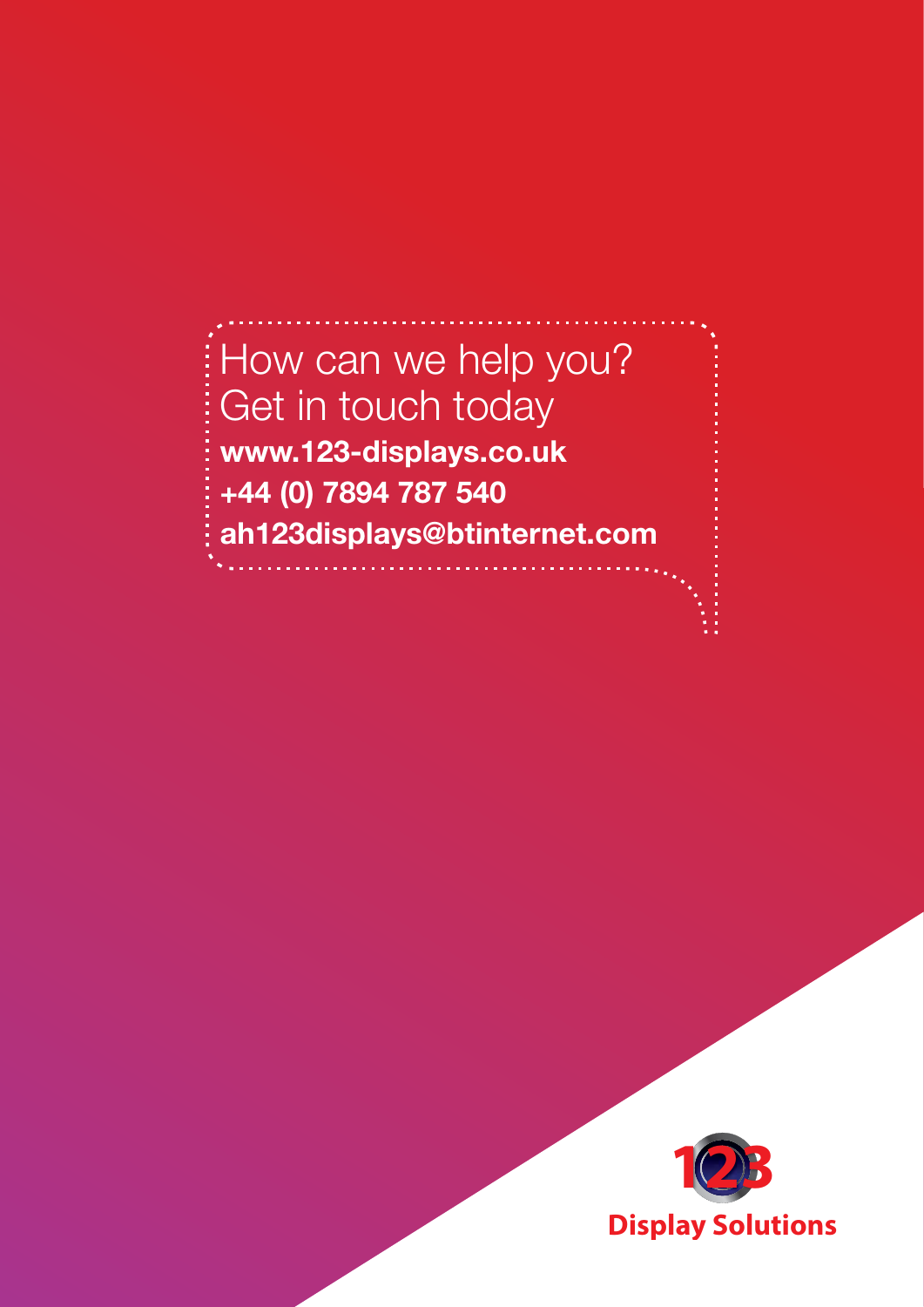How can we help you?
Get in touch today

**www.123-displays.co.uk**

**+44 (0) 7894 787 540**

**ah123displays@btinternet.com**

123

**Display Solutions**